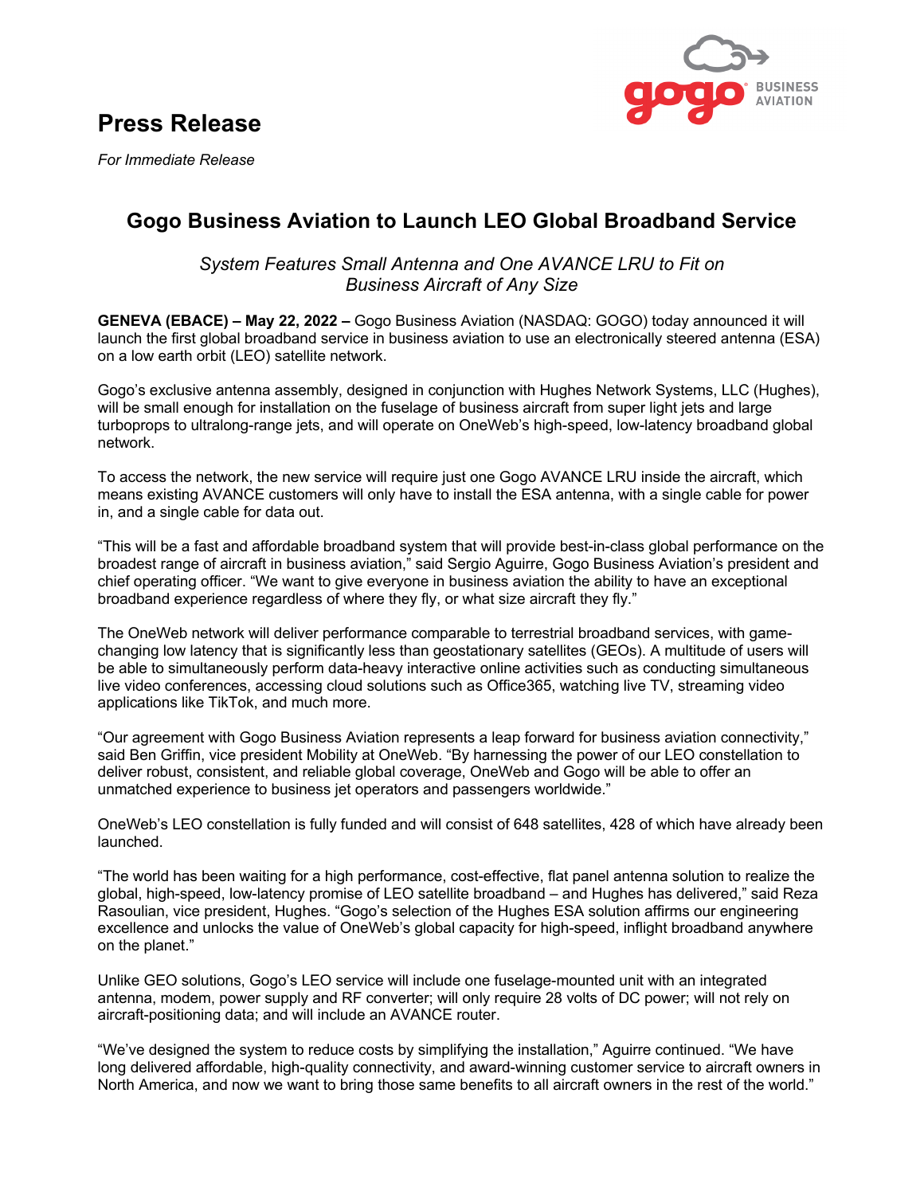# Press Release

*For Immediate Release*

## Gogo Business Aviation to Launch LEO Global Broadband Service

*System Features Small Antenna and One AVANCE LRU to Fit on Business Aircraft of Any Size*

**GENEVA (EBACE) – May 22, 2022 –** Gogo Business Aviation (NASDAQ: GOGO) today announced it will launch the first global broadband service in business aviation to use an electronically steered antenna (ESA) on a low earth orbit (LEO) satellite network.

Gogo's exclusive antenna assembly, designed in conjunction with Hughes Network Systems, LLC (Hughes), will be small enough for installation on the fuselage of business aircraft from super light jets and large turboprops to ultralong-range jets, and will operate on OneWeb's high-speed, low-latency broadband global network.

To access the network, the new service will require just one Gogo AVANCE LRU inside the aircraft, which means existing AVANCE customers will only have to install the ESA antenna, with a single cable for power in, and a single cable for data out.

"This will be a fast and affordable broadband system that will provide best-in-class global performance on the broadest range of aircraft in business aviation," said Sergio Aguirre, Gogo Business Aviation's president and chief operating officer. "We want to give everyone in business aviation the ability to have an exceptional broadband experience regardless of where they fly, or what size aircraft they fly."

The OneWeb network will deliver performance comparable to terrestrial broadband services, with game-changing low latency that is significantly less than geostationary satellites (GEOs). A multitude of users will be able to simultaneously perform data-heavy interactive online activities such as conducting simultaneous live video conferences, accessing cloud solutions such as Office365, watching live TV, streaming video applications like TikTok, and much more.

"Our agreement with Gogo Business Aviation represents a leap forward for business aviation connectivity," said Ben Griffin, vice president Mobility at OneWeb. "By harnessing the power of our LEO constellation to deliver robust, consistent, and reliable global coverage, OneWeb and Gogo will be able to offer an unmatched experience to business jet operators and passengers worldwide."

OneWeb's LEO constellation is fully funded and will consist of 648 satellites, 428 of which have already been launched.

"The world has been waiting for a high performance, cost-effective, flat panel antenna solution to realize the global, high-speed, low-latency promise of LEO satellite broadband – and Hughes has delivered," said Reza Rasoulian, vice president, Hughes. "Gogo's selection of the Hughes ESA solution affirms our engineering excellence and unlocks the value of OneWeb's global capacity for high-speed, inflight broadband anywhere on the planet."

Unlike GEO solutions, Gogo's LEO service will include one fuselage-mounted unit with an integrated antenna, modem, power supply and RF converter; will only require 28 volts of DC power; will not rely on aircraft-positioning data; and will include an AVANCE router.

"We've designed the system to reduce costs by simplifying the installation," Aguirre continued. "We have long delivered affordable, high-quality connectivity, and award-winning customer service to aircraft owners in North America, and now we want to bring those same benefits to all aircraft owners in the rest of the world."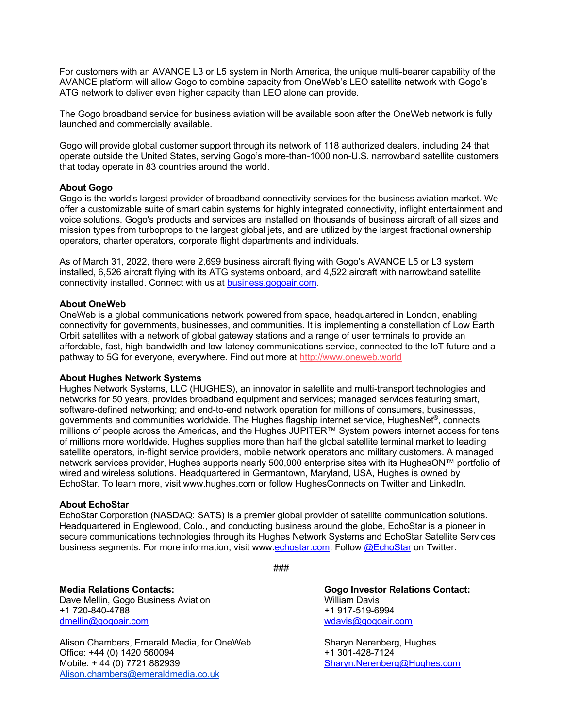For customers with an AVANCE L3 or L5 system in North America, the unique multi-bearer capability of the AVANCE platform will allow Gogo to combine capacity from OneWeb's LEO satellite network with Gogo's ATG network to deliver even higher capacity than LEO alone can provide.

The Gogo broadband service for business aviation will be available soon after the OneWeb network is fully launched and commercially available.

Gogo will provide global customer support through its network of 118 authorized dealers, including 24 that operate outside the United States, serving Gogo's more-than-1000 non-U.S. narrowband satellite customers that today operate in 83 countries around the world.

**About Gogo**
Gogo is the world's largest provider of broadband connectivity services for the business aviation market. We offer a customizable suite of smart cabin systems for highly integrated connectivity, inflight entertainment and voice solutions. Gogo's products and services are installed on thousands of business aircraft of all sizes and mission types from turboprops to the largest global jets, and are utilized by the largest fractional ownership operators, charter operators, corporate flight departments and individuals.

As of March 31, 2022, there were 2,699 business aircraft flying with Gogo's AVANCE L5 or L3 system installed, 6,526 aircraft flying with its ATG systems onboard, and 4,522 aircraft with narrowband satellite connectivity installed. Connect with us at [business.gogoair.com](business.gogoair.com).

**About OneWeb**
OneWeb is a global communications network powered from space, headquartered in London, enabling connectivity for governments, businesses, and communities. It is implementing a constellation of Low Earth Orbit satellites with a network of global gateway stations and a range of user terminals to provide an affordable, fast, high-bandwidth and low-latency communications service, connected to the IoT future and a pathway to 5G for everyone, everywhere. Find out more at [http://www.oneweb.world](http://www.oneweb.world)

**About Hughes Network Systems**
Hughes Network Systems, LLC (HUGHES), an innovator in satellite and multi-transport technologies and networks for 50 years, provides broadband equipment and services; managed services featuring smart, software-defined networking; and end-to-end network operation for millions of consumers, businesses, governments and communities worldwide. The Hughes flagship internet service, HughesNet®, connects millions of people across the Americas, and the Hughes JUPITER™ System powers internet access for tens of millions more worldwide. Hughes supplies more than half the global satellite terminal market to leading satellite operators, in-flight service providers, mobile network operators and military customers. A managed network services provider, Hughes supports nearly 500,000 enterprise sites with its HughesON™ portfolio of wired and wireless solutions. Headquartered in Germantown, Maryland, USA, Hughes is owned by EchoStar. To learn more, visit www.hughes.com or follow HughesConnects on Twitter and LinkedIn.

**About EchoStar**
EchoStar Corporation (NASDAQ: SATS) is a premier global provider of satellite communication solutions. Headquartered in Englewood, Colo., and conducting business around the globe, EchoStar is a pioneer in secure communications technologies through its Hughes Network Systems and EchoStar Satellite Services business segments. For more information, visit www.[echostar.com](echostar.com). Follow [@EchoStar](@EchoStar) on Twitter.

###

**Media Relations Contacts:**
Dave Mellin, Gogo Business Aviation
+1 720-840-4788
[dmellin@gogoair.com](mailto:dmellin@gogoair.com)

Alison Chambers, Emerald Media, for OneWeb
Office: +44 (0) 1420 560094
Mobile: + 44 (0) 7721 882939
[Alison.chambers@emeraldmedia.co.uk](mailto:Alison.chambers@emeraldmedia.co.uk)

**Gogo Investor Relations Contact:**
William Davis
+1 917-519-6994
[wdavis@gogoair.com](mailto:wdavis@gogoair.com)

Sharyn Nerenberg, Hughes
+1 301-428-7124
[Sharyn.Nerenberg@Hughes.com](mailto:Sharyn.Nerenberg@Hughes.com)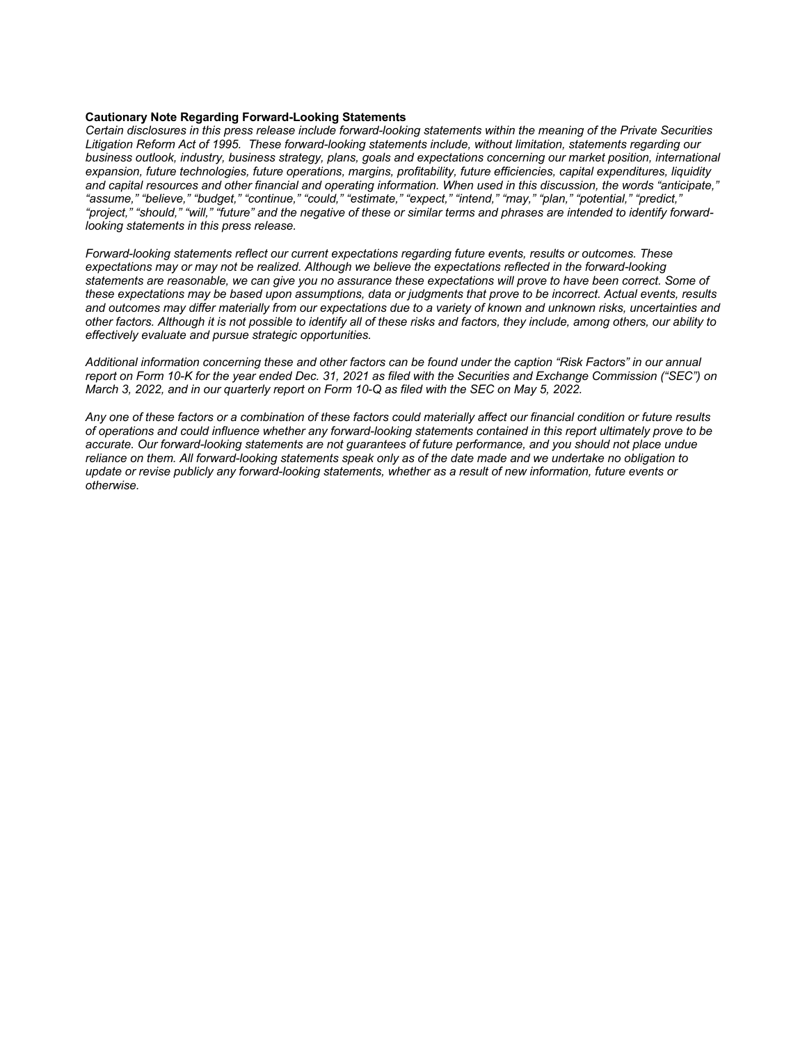**Cautionary Note Regarding Forward-Looking Statements**

*Certain disclosures in this press release include forward-looking statements within the meaning of the Private Securities Litigation Reform Act of 1995. These forward-looking statements include, without limitation, statements regarding our business outlook, industry, business strategy, plans, goals and expectations concerning our market position, international expansion, future technologies, future operations, margins, profitability, future efficiencies, capital expenditures, liquidity and capital resources and other financial and operating information. When used in this discussion, the words "anticipate," "assume," "believe," "budget," "continue," "could," "estimate," "expect," "intend," "may," "plan," "potential," "predict," "project," "should," "will," "future" and the negative of these or similar terms and phrases are intended to identify forward-looking statements in this press release.*

*Forward-looking statements reflect our current expectations regarding future events, results or outcomes. These expectations may or may not be realized. Although we believe the expectations reflected in the forward-looking statements are reasonable, we can give you no assurance these expectations will prove to have been correct. Some of these expectations may be based upon assumptions, data or judgments that prove to be incorrect. Actual events, results and outcomes may differ materially from our expectations due to a variety of known and unknown risks, uncertainties and other factors. Although it is not possible to identify all of these risks and factors, they include, among others, our ability to effectively evaluate and pursue strategic opportunities.*

*Additional information concerning these and other factors can be found under the caption "Risk Factors" in our annual report on Form 10-K for the year ended Dec. 31, 2021 as filed with the Securities and Exchange Commission ("SEC") on March 3, 2022, and in our quarterly report on Form 10-Q as filed with the SEC on May 5, 2022.*

*Any one of these factors or a combination of these factors could materially affect our financial condition or future results of operations and could influence whether any forward-looking statements contained in this report ultimately prove to be accurate. Our forward-looking statements are not guarantees of future performance, and you should not place undue reliance on them. All forward-looking statements speak only as of the date made and we undertake no obligation to update or revise publicly any forward-looking statements, whether as a result of new information, future events or otherwise.*